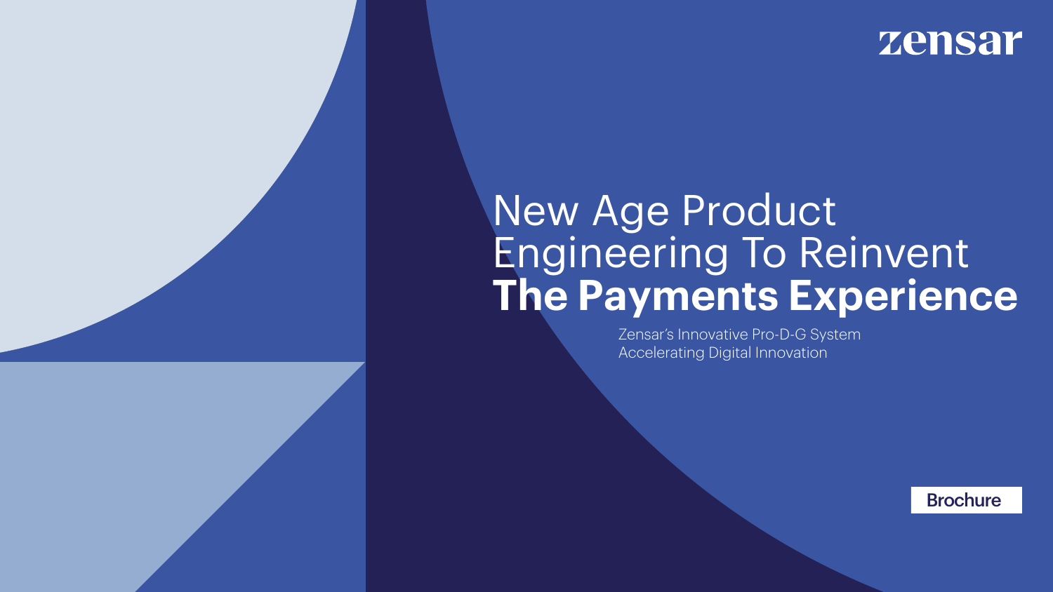zensar

# New Age Product Engineering To Reinvent **The Payments Experience**

Zensar's Innovative Pro-D-G System
Accelerating Digital Innovation

Brochure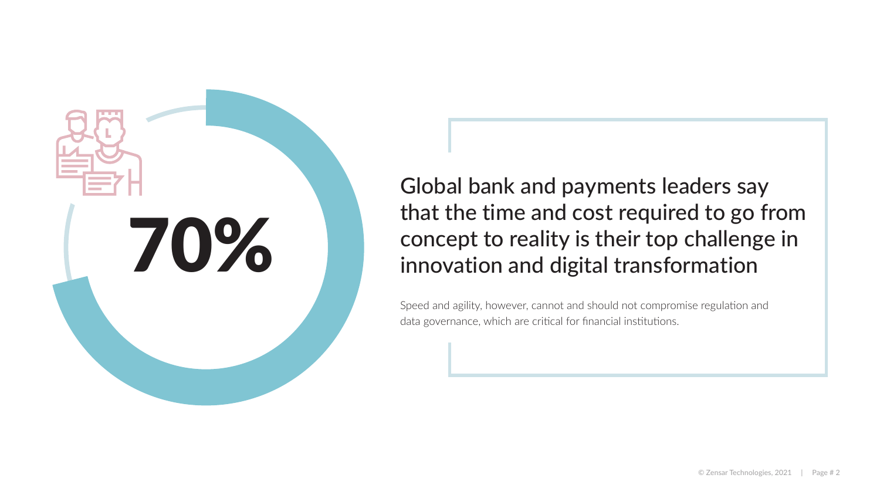# 70%

## Global bank and payments leaders say that the time and cost required to go from concept to reality is their top challenge in innovation and digital transformation

Speed and agility, however, cannot and should not compromise regulation and data governance, which are critical for financial institutions.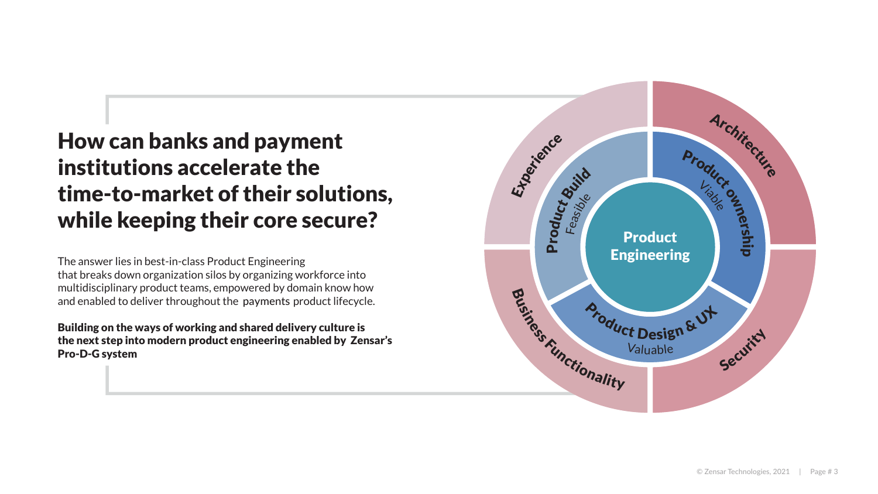# How can banks and payment institutions accelerate the time-to-market of their solutions, while keeping their core secure?

The answer lies in best-in-class Product Engineering that breaks down organization silos by organizing workforce into multidisciplinary product teams, empowered by domain know how and enabled to deliver throughout the payments product lifecycle.

**Building on the ways of working and shared delivery culture is the next step into modern product engineering enabled by Zensar's Pro-D-G system**

Experience

Architecture

Business Functionality

Security

Product Build
*Feasible*

Product ownership
*Viable*

Product Design & UX
*Valuable*

**Product Engineering**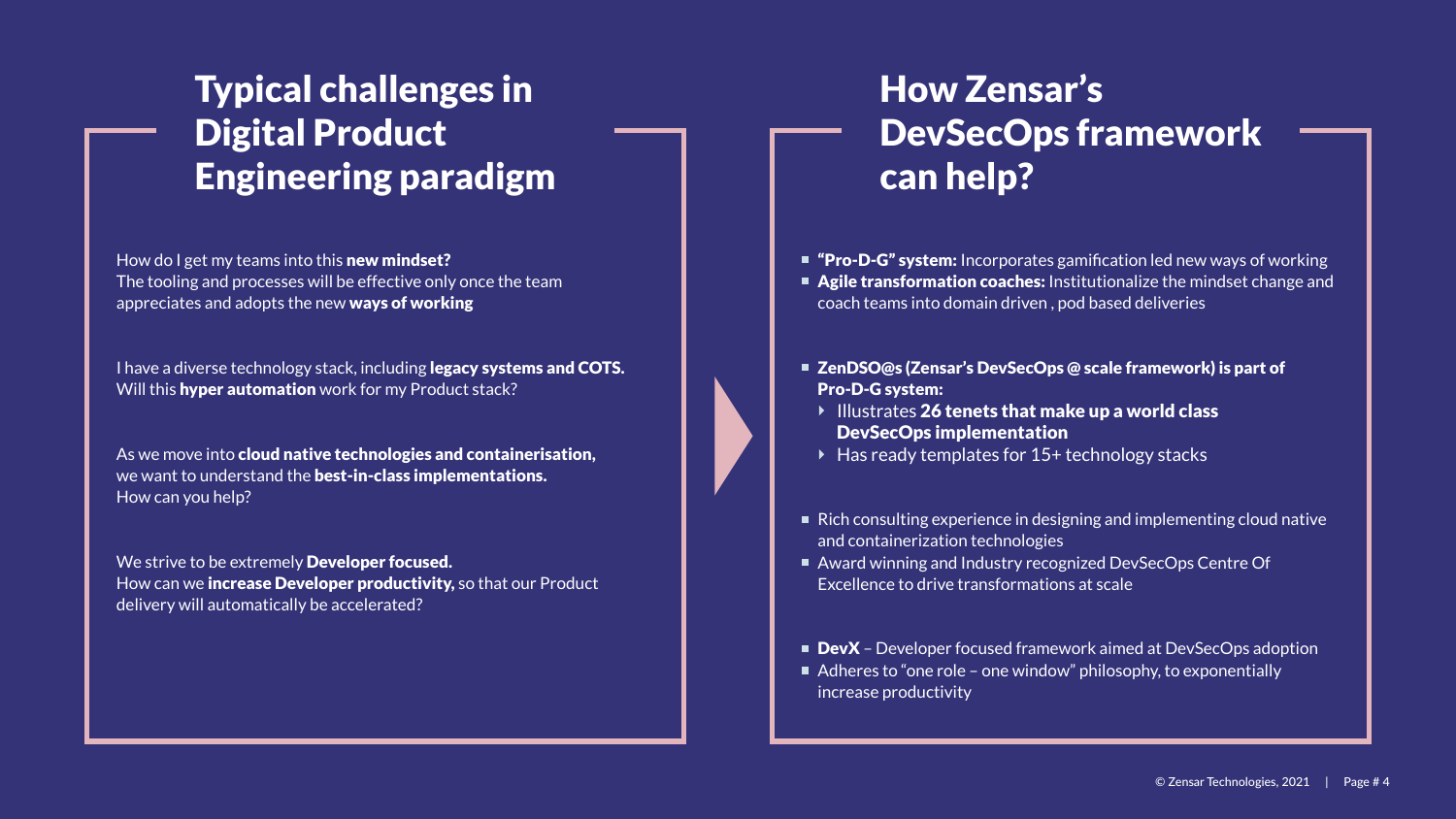## Typical challenges in Digital Product Engineering paradigm

How do I get my teams into this **new mindset?**
The tooling and processes will be effective only once the team appreciates and adopts the new **ways of working**

I have a diverse technology stack, including **legacy systems and COTS.**
Will this **hyper automation** work for my Product stack?

As we move into **cloud native technologies and containerisation,** we want to understand the **best-in-class implementations.**
How can you help?

We strive to be extremely **Developer focused.**
How can we **increase Developer productivity,** so that our Product delivery will automatically be accelerated?

## How Zensar's DevSecOps framework can help?

- **"Pro-D-G" system:** Incorporates gamification led new ways of working
- **Agile transformation coaches:** Institutionalize the mindset change and coach teams into domain driven , pod based deliveries

- **ZenDSO@s (Zensar's DevSecOps @ scale framework) is part of Pro-D-G system:**
  - Illustrates **26 tenets that make up a world class DevSecOps implementation**
  - Has ready templates for 15+ technology stacks

- Rich consulting experience in designing and implementing cloud native and containerization technologies
- Award winning and Industry recognized DevSecOps Centre Of Excellence to drive transformations at scale

- **DevX** – Developer focused framework aimed at DevSecOps adoption
- Adheres to "one role – one window" philosophy, to exponentially increase productivity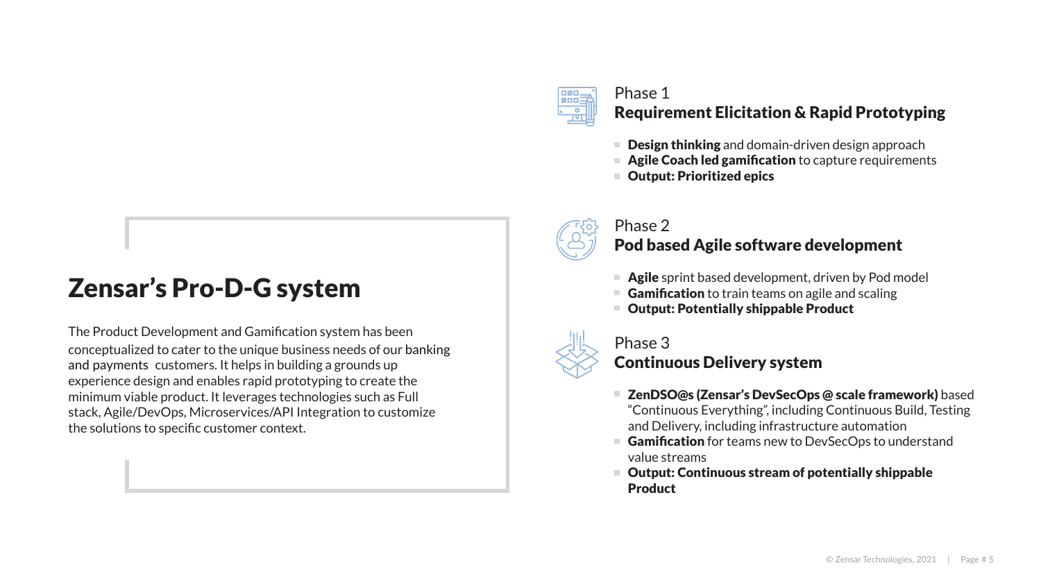# Zensar's Pro-D-G system

The Product Development and Gamification system has been conceptualized to cater to the unique business needs of our banking and payments customers. It helps in building a grounds up experience design and enables rapid prototyping to create the minimum viable product. It leverages technologies such as Full stack, Agile/DevOps, Microservices/API Integration to customize the solutions to specific customer context.

## Phase 1
### Requirement Elicitation & Rapid Prototyping

- **Design thinking** and domain-driven design approach
- **Agile Coach led gamification** to capture requirements
- **Output: Prioritized epics**

## Phase 2
### Pod based Agile software development

- **Agile** sprint based development, driven by Pod model
- **Gamification** to train teams on agile and scaling
- **Output: Potentially shippable Product**

## Phase 3
### Continuous Delivery system

- **ZenDSO@s (Zensar's DevSecOps @ scale framework)** based "Continuous Everything", including Continuous Build, Testing and Delivery, including infrastructure automation
- **Gamification** for teams new to DevSecOps to understand value streams
- **Output: Continuous stream of potentially shippable Product**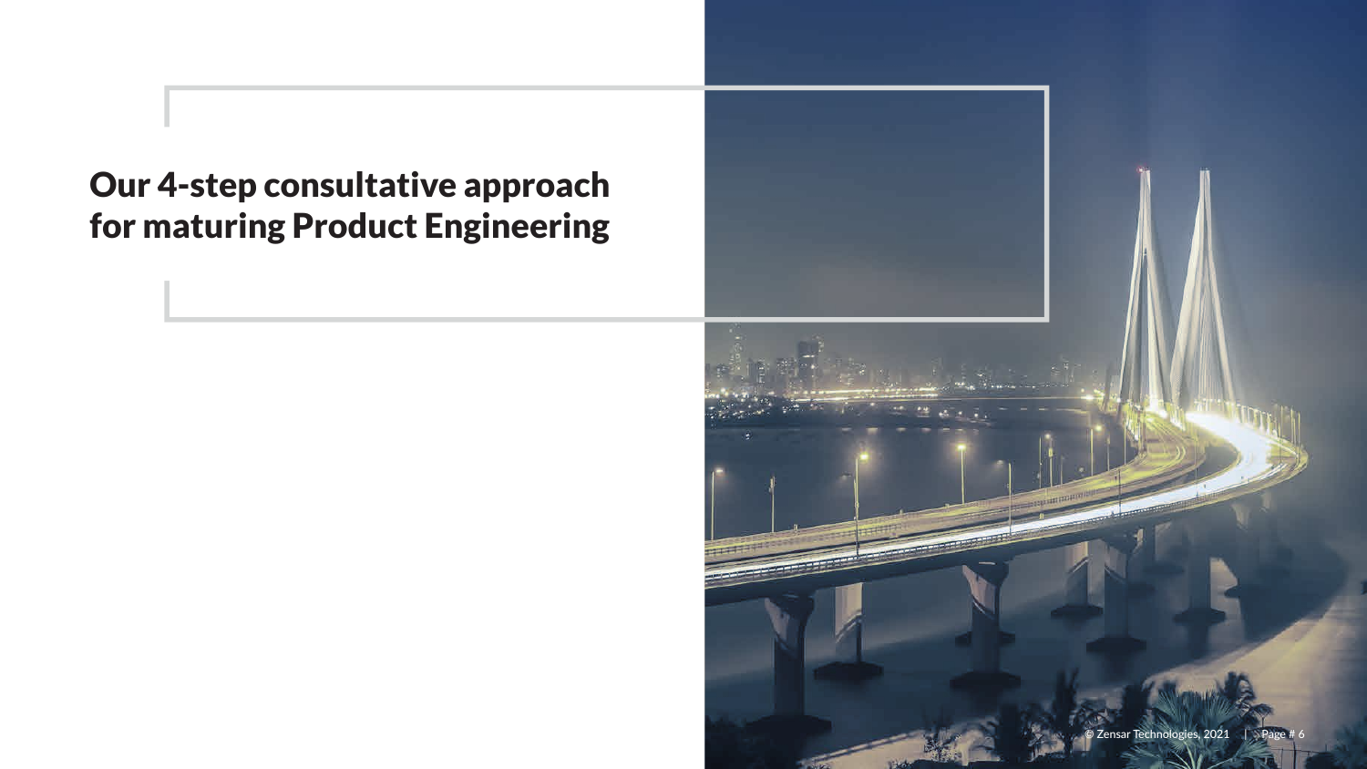# Our 4-step consultative approach for maturing Product Engineering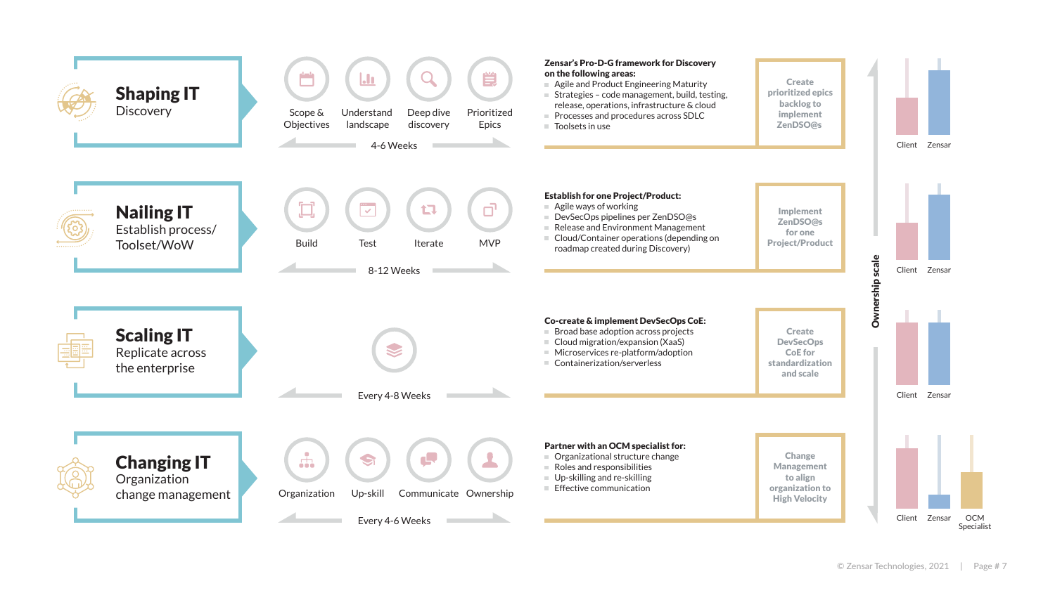## Shaping IT
Discovery

Scope & Objectives | Understand landscape | Deep dive discovery | Prioritized Epics

4-6 Weeks

**Zensar's Pro-D-G framework for Discovery on the following areas:**

- Agile and Product Engineering Maturity
- Strategies – code management, build, testing, release, operations, infrastructure & cloud
- Processes and procedures across SDLC
- Toolsets in use

Create prioritized epics backlog to implement ZenDSO@s

Client | Zensar

## Nailing IT
Establish process/ Toolset/WoW

Build | Test | Iterate | MVP

8-12 Weeks

**Establish for one Project/Product:**

- Agile ways of working
- DevSecOps pipelines per ZenDSO@s
- Release and Environment Management
- Cloud/Container operations (depending on roadmap created during Discovery)

Implement ZenDSO@s for one Project/Product

Client | Zensar

## Scaling IT
Replicate across the enterprise

Every 4-8 Weeks

**Co-create & implement DevSecOps CoE:**

- Broad base adoption across projects
- Cloud migration/expansion (XaaS)
- Microservices re-platform/adoption
- Containerization/serverless

Create DevSecOps CoE for standardization and scale

Client | Zensar

## Changing IT
Organization change management

Organization | Up-skill | Communicate | Ownership

Every 4-6 Weeks

**Partner with an OCM specialist for:**

- Organizational structure change
- Roles and responsibilities
- Up-skilling and re-skilling
- Effective communication

Change Management to align organization to High Velocity

Client | Zensar | OCM Specialist

Ownership scale

© Zensar Technologies, 2021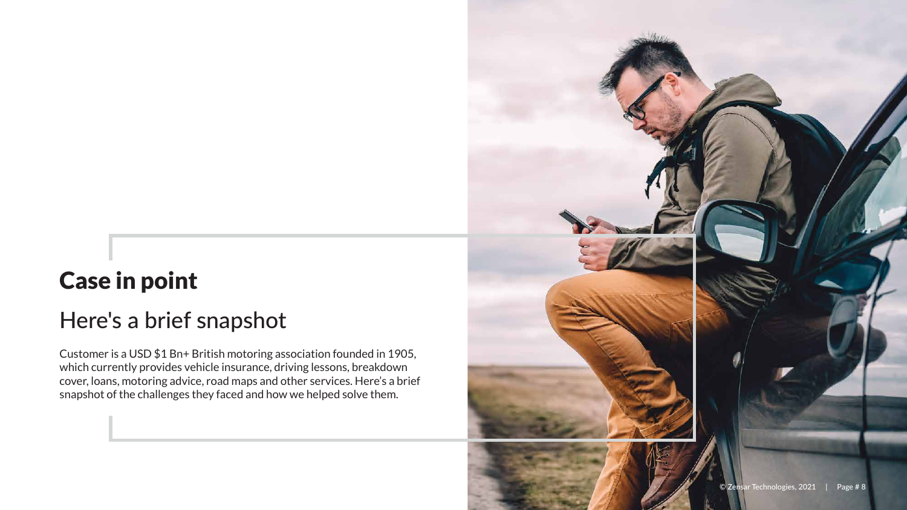# Case in point

## Here's a brief snapshot

Customer is a USD $1 Bn+ British motoring association founded in 1905, which currently provides vehicle insurance, driving lessons, breakdown cover, loans, motoring advice, road maps and other services. Here's a brief snapshot of the challenges they faced and how we helped solve them.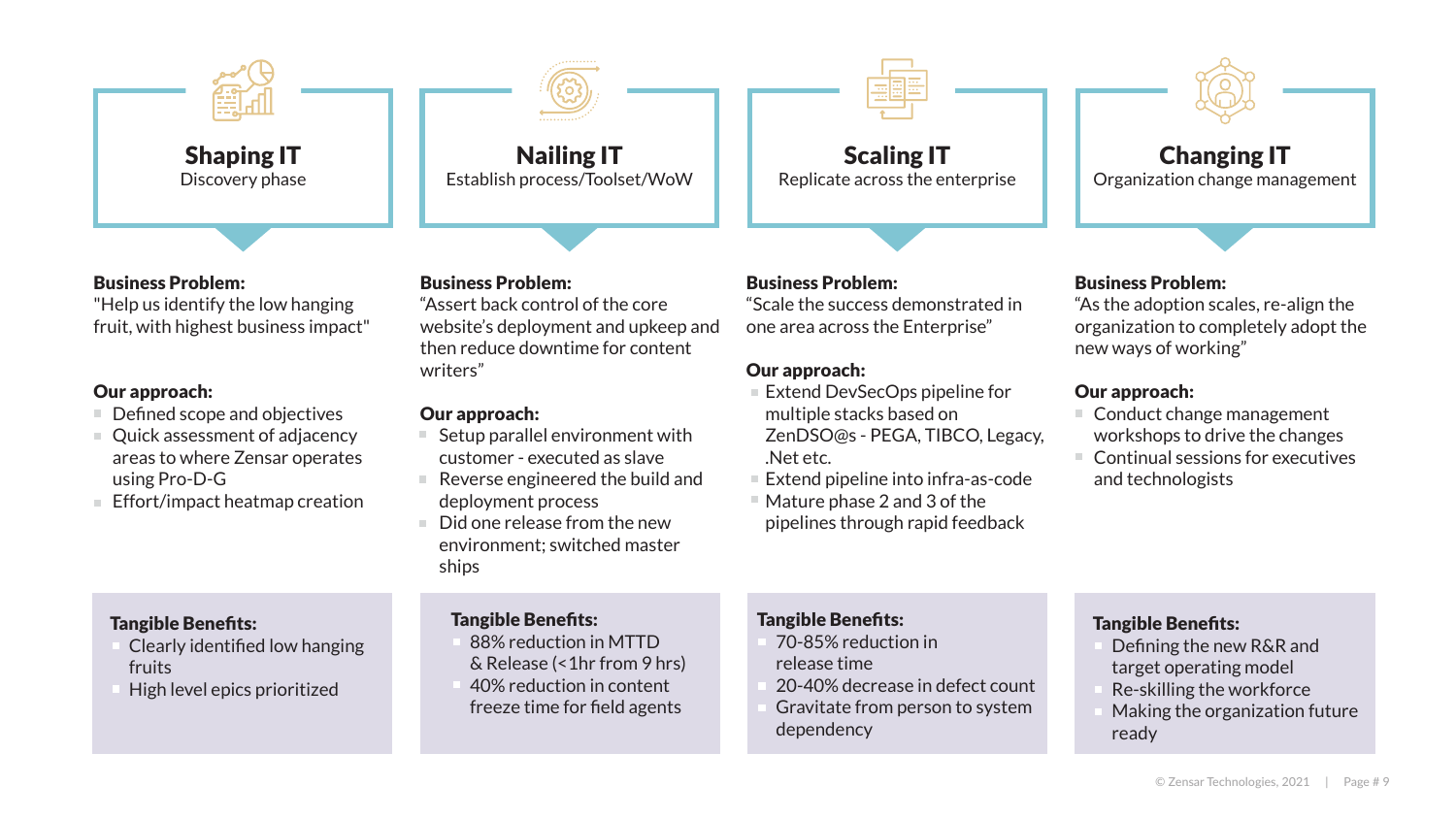## Shaping IT

Discovery phase

**Business Problem:**
"Help us identify the low hanging fruit, with highest business impact"

**Our approach:**

- Defined scope and objectives
- Quick assessment of adjacency areas to where Zensar operates using Pro-D-G
- Effort/impact heatmap creation

**Tangible Benefits:**

- Clearly identified low hanging fruits
- High level epics prioritized

## Nailing IT

Establish process/Toolset/WoW

**Business Problem:**
"Assert back control of the core website's deployment and upkeep and then reduce downtime for content writers"

**Our approach:**

- Setup parallel environment with customer - executed as slave
- Reverse engineered the build and deployment process
- Did one release from the new environment; switched master ships

**Tangible Benefits:**

- 88% reduction in MTTD & Release (<1hr from 9 hrs)
- 40% reduction in content freeze time for field agents

## Scaling IT

Replicate across the enterprise

**Business Problem:**
"Scale the success demonstrated in one area across the Enterprise"

**Our approach:**

- Extend DevSecOps pipeline for multiple stacks based on ZenDSO@s - PEGA, TIBCO, Legacy, .Net etc.
- Extend pipeline into infra-as-code
- Mature phase 2 and 3 of the pipelines through rapid feedback

**Tangible Benefits:**

- 70-85% reduction in release time
- 20-40% decrease in defect count
- Gravitate from person to system dependency

## Changing IT

Organization change management

**Business Problem:**
"As the adoption scales, re-align the organization to completely adopt the new ways of working"

**Our approach:**

- Conduct change management workshops to drive the changes
- Continual sessions for executives and technologists

**Tangible Benefits:**

- Defining the new R&R and target operating model
- Re-skilling the workforce
- Making the organization future ready

© Zensar Technologies, 2021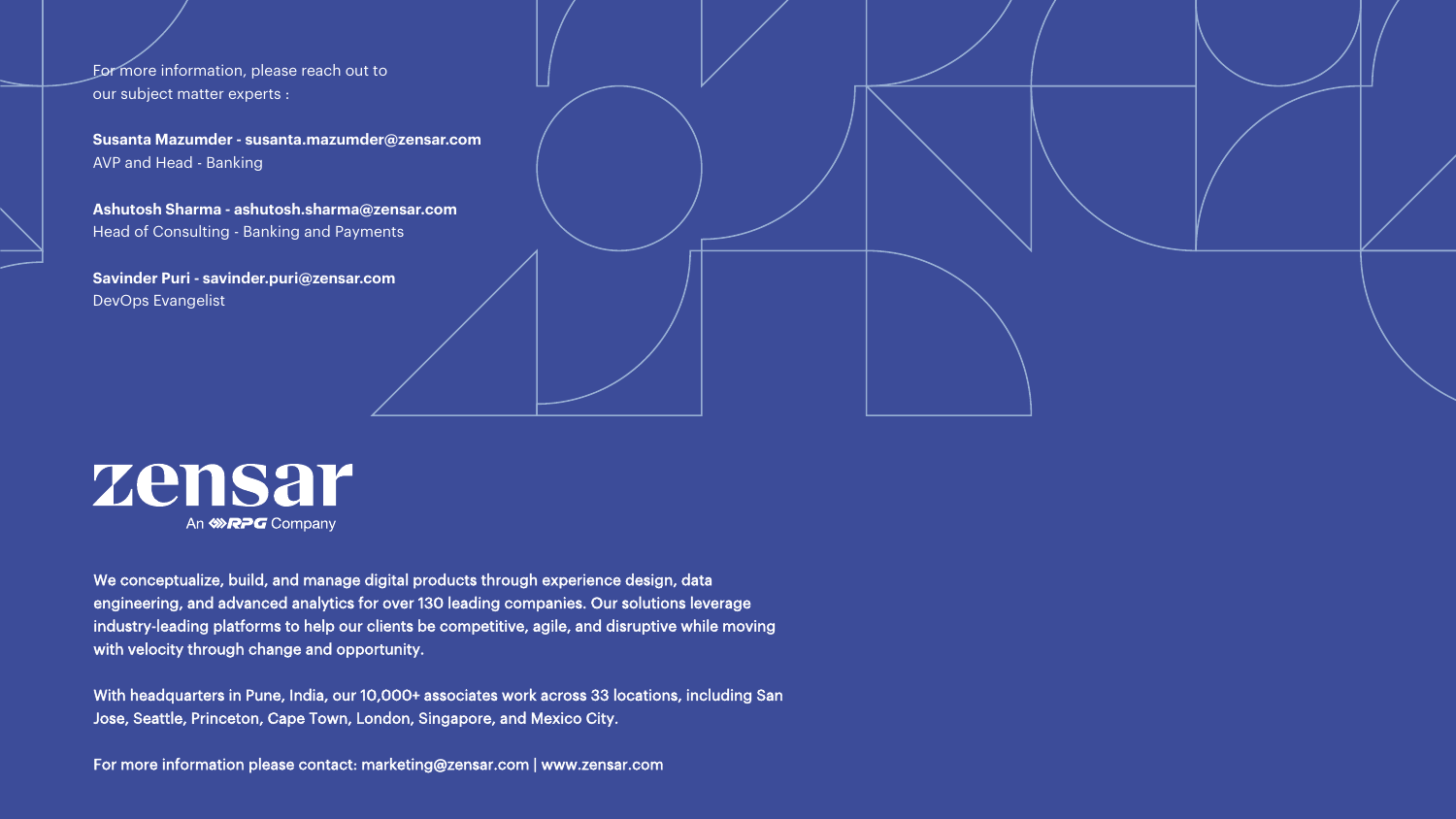For more information, please reach out to our subject matter experts :

**Susanta Mazumder - susanta.mazumder@zensar.com**
AVP and Head - Banking

**Ashutosh Sharma - ashutosh.sharma@zensar.com**
Head of Consulting - Banking and Payments

**Savinder Puri - savinder.puri@zensar.com**
DevOps Evangelist

zensar
An RPG Company

We conceptualize, build, and manage digital products through experience design, data engineering, and advanced analytics for over 130 leading companies. Our solutions leverage industry-leading platforms to help our clients be competitive, agile, and disruptive while moving with velocity through change and opportunity.

With headquarters in Pune, India, our 10,000+ associates work across 33 locations, including San Jose, Seattle, Princeton, Cape Town, London, Singapore, and Mexico City.

For more information please contact: marketing@zensar.com | www.zensar.com